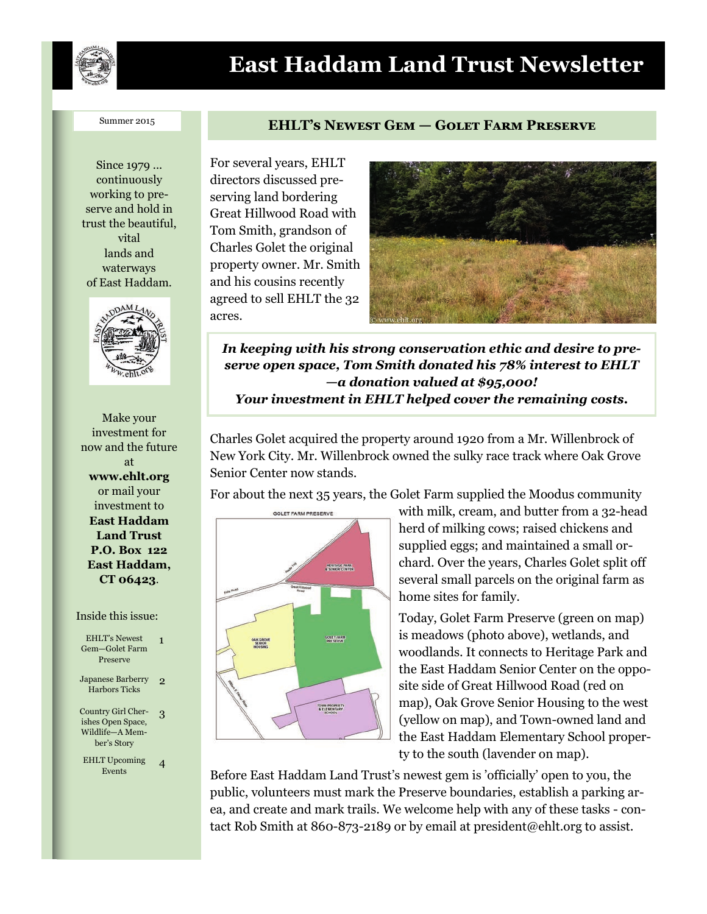# East Haddam Land Trust Newsletter

Summer 2015

Since 1979 ... continuously working to preserve and hold in trust the beautiful, vital lands and waterways of East Haddam.

Make your investment for now and the future at **www.ehlt.org** or mail your investment to **East Haddam Land Trust P.O. Box 122 East Haddam, CT 06423**.

Inside this issue:

| | |
|---|---|
| EHLT's Newest Gem—Golet Farm Preserve | 1 |
| Japanese Barberry Harbors Ticks | 2 |
| Country Girl Cherishes Open Space, Wildlife—A Member's Story | 3 |
| EHLT Upcoming Events | 4 |

## EHLT's Newest Gem — Golet Farm Preserve

For several years, EHLT directors discussed preserving land bordering Great Hillwood Road with Tom Smith, grandson of Charles Golet the original property owner. Mr. Smith and his cousins recently agreed to sell EHLT the 32 acres.

***In keeping with his strong conservation ethic and desire to preserve open space, Tom Smith donated his 78% interest to EHLT —a donation valued at $95,000!***
***Your investment in EHLT helped cover the remaining costs.***

Charles Golet acquired the property around 1920 from a Mr. Willenbrock of New York City. Mr. Willenbrock owned the sulky race track where Oak Grove Senior Center now stands.

For about the next 35 years, the Golet Farm supplied the Moodus community with milk, cream, and butter from a 32-head herd of milking cows; raised chickens and supplied eggs; and maintained a small orchard. Over the years, Charles Golet split off several small parcels on the original farm as home sites for family.

Today, Golet Farm Preserve (green on map) is meadows (photo above), wetlands, and woodlands. It connects to Heritage Park and the East Haddam Senior Center on the opposite side of Great Hillwood Road (red on map), Oak Grove Senior Housing to the west (yellow on map), and Town-owned land and the East Haddam Elementary School property to the south (lavender on map).

Before East Haddam Land Trust's newest gem is 'officially' open to you, the public, volunteers must mark the Preserve boundaries, establish a parking area, and create and mark trails. We welcome help with any of these tasks - contact Rob Smith at 860-873-2189 or by email at president@ehlt.org to assist.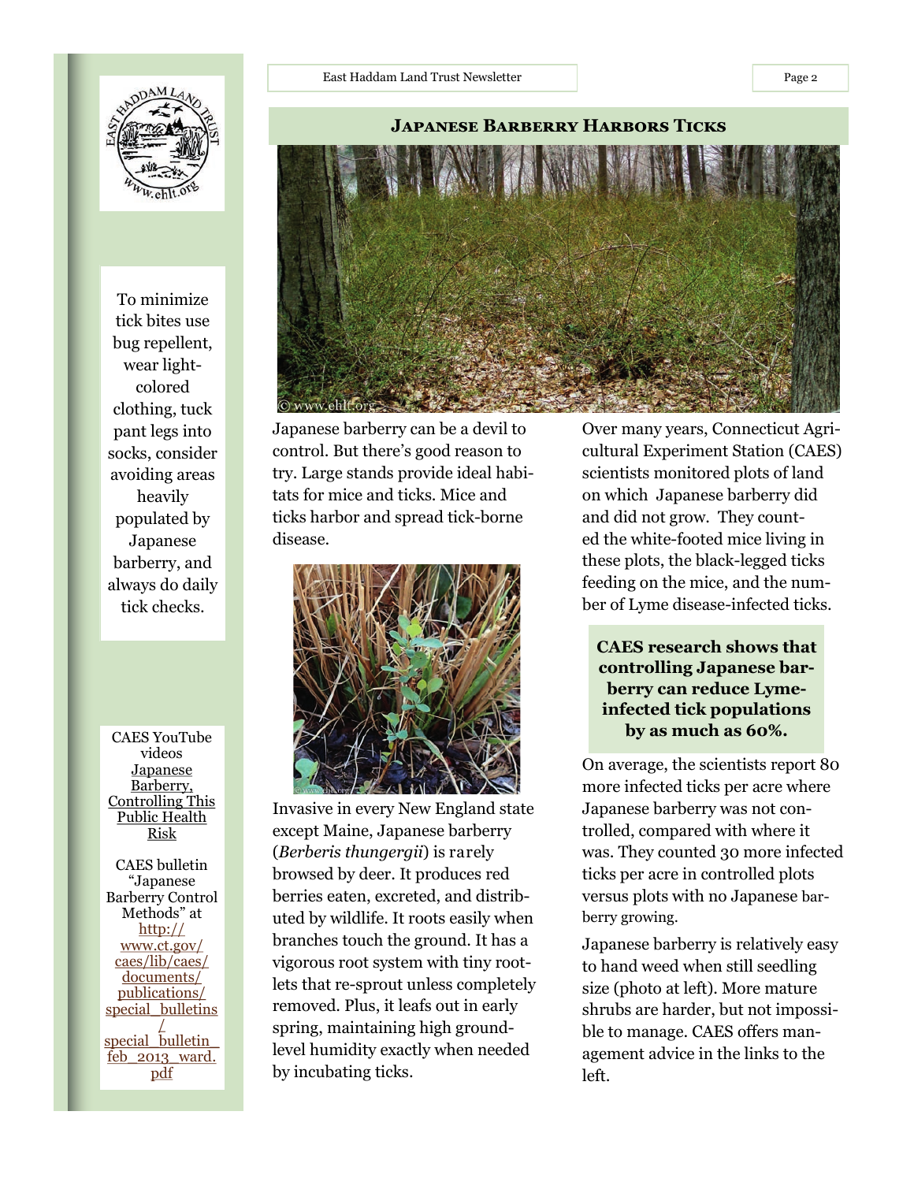## Japanese Barberry Harbors Ticks

Japanese barberry can be a devil to control. But there's good reason to try. Large stands provide ideal habitats for mice and ticks. Mice and ticks harbor and spread tick-borne disease.

Invasive in every New England state except Maine, Japanese barberry (*Berberis thungergii*) is rarely browsed by deer. It produces red berries eaten, excreted, and distributed by wildlife. It roots easily when branches touch the ground. It has a vigorous root system with tiny rootlets that re-sprout unless completely removed. Plus, it leafs out in early spring, maintaining high ground-level humidity exactly when needed by incubating ticks.

Over many years, Connecticut Agricultural Experiment Station (CAES) scientists monitored plots of land on which Japanese barberry did and did not grow. They counted the white-footed mice living in these plots, the black-legged ticks feeding on the mice, and the number of Lyme disease-infected ticks.

**CAES research shows that controlling Japanese barberry can reduce Lyme-infected tick populations by as much as 60%.**

On average, the scientists report 80 more infected ticks per acre where Japanese barberry was not controlled, compared with where it was. They counted 30 more infected ticks per acre in controlled plots versus plots with no Japanese barberry growing.

Japanese barberry is relatively easy to hand weed when still seedling size (photo at left). More mature shrubs are harder, but not impossible to manage. CAES offers management advice in the links to the left.

To minimize tick bites use bug repellent, wear light-colored clothing, tuck pant legs into socks, consider avoiding areas heavily populated by Japanese barberry, and always do daily tick checks.

CAES YouTube videos [Japanese Barberry, Controlling This Public Health Risk]

CAES bulletin "Japanese Barberry Control Methods" at http://www.ct.gov/caes/lib/caes/documents/publications/special_bulletins/special_bulletin_feb_2013_ward.pdf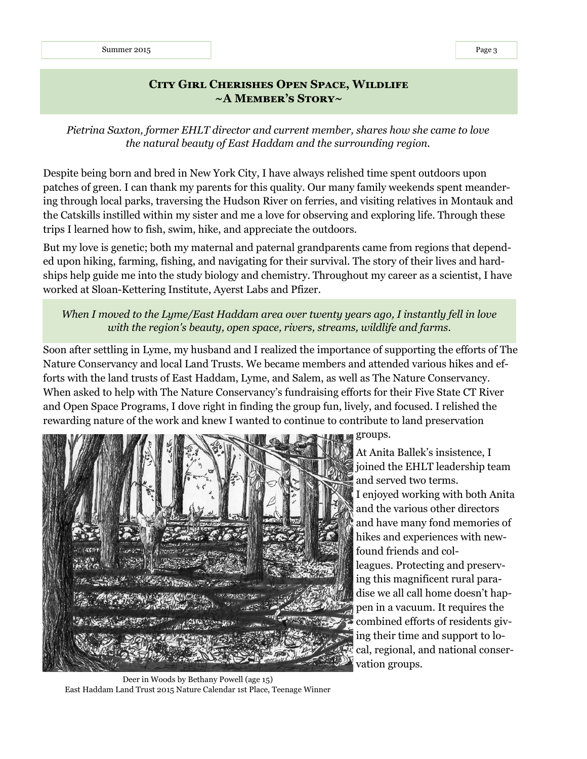## City Girl Cherishes Open Space, Wildlife
## ~A Member's Story~

*Pietrina Saxton, former EHLT director and current member, shares how she came to love the natural beauty of East Haddam and the surrounding region.*

Despite being born and bred in New York City, I have always relished time spent outdoors upon patches of green. I can thank my parents for this quality. Our many family weekends spent meandering through local parks, traversing the Hudson River on ferries, and visiting relatives in Montauk and the Catskills instilled within my sister and me a love for observing and exploring life. Through these trips I learned how to fish, swim, hike, and appreciate the outdoors.

But my love is genetic; both my maternal and paternal grandparents came from regions that depended upon hiking, farming, fishing, and navigating for their survival. The story of their lives and hardships help guide me into the study biology and chemistry. Throughout my career as a scientist, I have worked at Sloan-Kettering Institute, Ayerst Labs and Pfizer.

*When I moved to the Lyme/East Haddam area over twenty years ago, I instantly fell in love with the region's beauty, open space, rivers, streams, wildlife and farms.*

Soon after settling in Lyme, my husband and I realized the importance of supporting the efforts of The Nature Conservancy and local Land Trusts. We became members and attended various hikes and efforts with the land trusts of East Haddam, Lyme, and Salem, as well as The Nature Conservancy. When asked to help with The Nature Conservancy's fundraising efforts for their Five State CT River and Open Space Programs, I dove right in finding the group fun, lively, and focused. I relished the rewarding nature of the work and knew I wanted to continue to contribute to land preservation groups.

At Anita Ballek's insistence, I joined the EHLT leadership team and served two terms. I enjoyed working with both Anita and the various other directors and have many fond memories of hikes and experiences with newfound friends and colleagues. Protecting and preserving this magnificent rural paradise we all call home doesn't happen in a vacuum. It requires the combined efforts of residents giving their time and support to local, regional, and national conservation groups.

Deer in Woods by Bethany Powell (age 15)
East Haddam Land Trust 2015 Nature Calendar 1st Place, Teenage Winner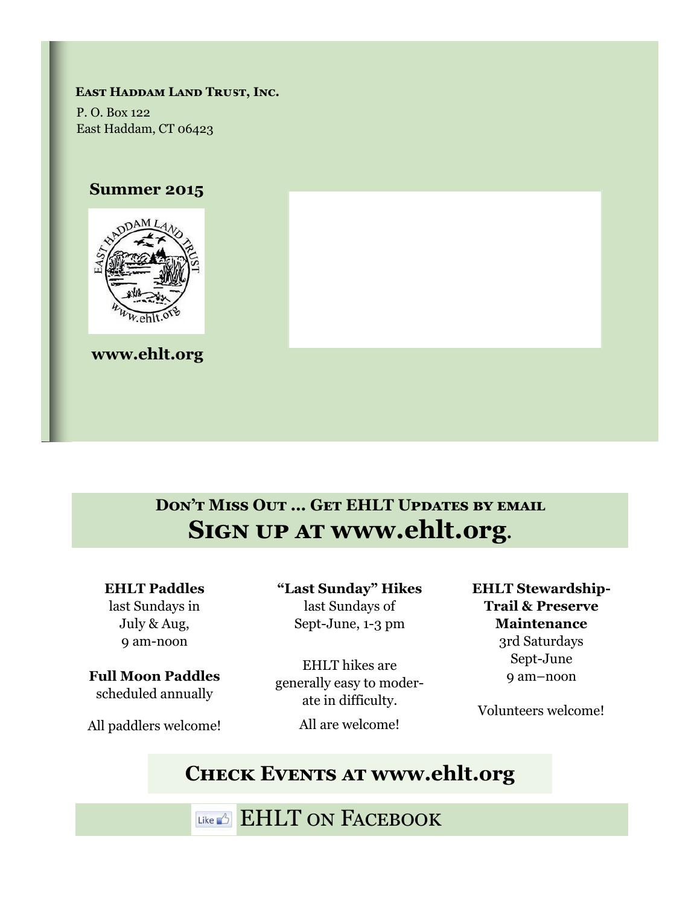**East Haddam Land Trust, Inc.**
P. O. Box 122
East Haddam, CT 06423

**Summer 2015**

**www.ehlt.org**

## Don't Miss Out ... Get EHLT Updates by email
# Sign up at www.ehlt.org.

**EHLT Paddles**
last Sundays in July & Aug, 9 am-noon

**Full Moon Paddles**
scheduled annually

All paddlers welcome!

**"Last Sunday" Hikes**
last Sundays of Sept-June, 1-3 pm

EHLT hikes are generally easy to moderate in difficulty.

All are welcome!

**EHLT Stewardship-Trail & Preserve Maintenance**
3rd Saturdays Sept-June 9 am–noon

Volunteers welcome!

## Check Events at www.ehlt.org

Like EHLT on Facebook